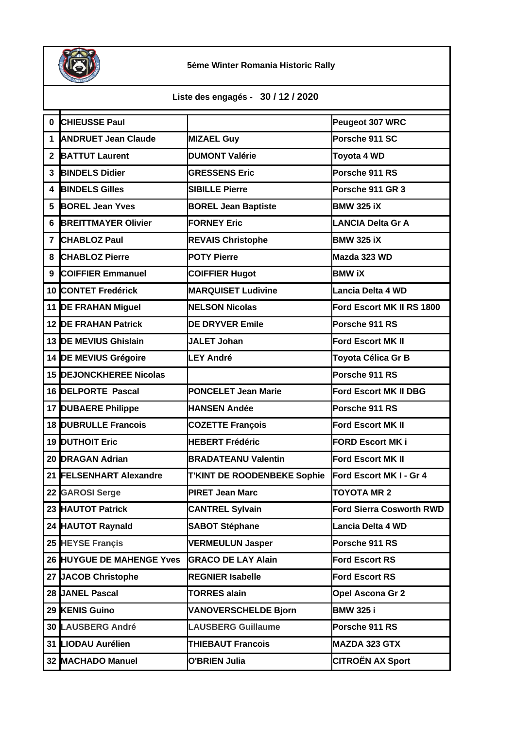**5ème Winter Romania Historic Rally**

**Liste des engagés - 30 / 12 / 2020**

| | | | |
|---|---|---|---|
| 0 | CHIEUSSE Paul | | Peugeot 307 WRC |
| 1 | ANDRUET Jean Claude | MIZAEL Guy | Porsche 911 SC |
| 2 | BATTUT Laurent | DUMONT Valérie | Toyota 4 WD |
| 3 | BINDELS Didier | GRESSENS Eric | Porsche 911 RS |
| 4 | BINDELS Gilles | SIBILLE Pierre | Porsche 911 GR 3 |
| 5 | BOREL Jean Yves | BOREL Jean Baptiste | BMW 325 iX |
| 6 | BREITTMAYER Olivier | FORNEY Eric | LANCIA Delta Gr A |
| 7 | CHABLOZ Paul | REVAIS Christophe | BMW 325 iX |
| 8 | CHABLOZ Pierre | POTY Pierre | Mazda 323 WD |
| 9 | COIFFIER Emmanuel | COIFFIER Hugot | BMW iX |
| 10 | CONTET Fredérick | MARQUISET Ludivine | Lancia Delta 4 WD |
| 11 | DE FRAHAN Miguel | NELSON Nicolas | Ford Escort MK II RS 1800 |
| 12 | DE FRAHAN Patrick | DE DRYVER Emile | Porsche 911 RS |
| 13 | DE MEVIUS Ghislain | JALET Johan | Ford Escort MK II |
| 14 | DE MEVIUS Grégoire | LEY André | Toyota Célica Gr B |
| 15 | DEJONCKHEREE Nicolas | | Porsche 911 RS |
| 16 | DELPORTE Pascal | PONCELET Jean Marie | Ford Escort MK II DBG |
| 17 | DUBAERE Philippe | HANSEN Andée | Porsche 911 RS |
| 18 | DUBRULLE Francois | COZETTE François | Ford Escort MK II |
| 19 | DUTHOIT Eric | HEBERT Frédéric | FORD Escort MK i |
| 20 | DRAGAN Adrian | BRADATEANU Valentin | Ford Escort MK II |
| 21 | FELSENHART Alexandre | T'KINT DE ROODENBEKE Sophie | Ford Escort MK I - Gr 4 |
| 22 | GAROSI Serge | PIRET Jean Marc | TOYOTA MR 2 |
| 23 | HAUTOT Patrick | CANTREL Sylvain | Ford Sierra Cosworth RWD |
| 24 | HAUTOT Raynald | SABOT Stéphane | Lancia Delta 4 WD |
| 25 | HEYSE Françis | VERMEULUN Jasper | Porsche 911 RS |
| 26 | HUYGUE DE MAHENGE Yves | GRACO DE LAY Alain | Ford Escort RS |
| 27 | JACOB Christophe | REGNIER Isabelle | Ford Escort RS |
| 28 | JANEL Pascal | TORRES alain | Opel Ascona Gr 2 |
| 29 | KENIS Guino | VANOVERSCHELDE Bjorn | BMW 325 i |
| 30 | LAUSBERG André | LAUSBERG Guillaume | Porsche 911 RS |
| 31 | LIODAU Aurélien | THIEBAUT Francois | MAZDA 323 GTX |
| 32 | MACHADO Manuel | O'BRIEN Julia | CITROËN AX Sport |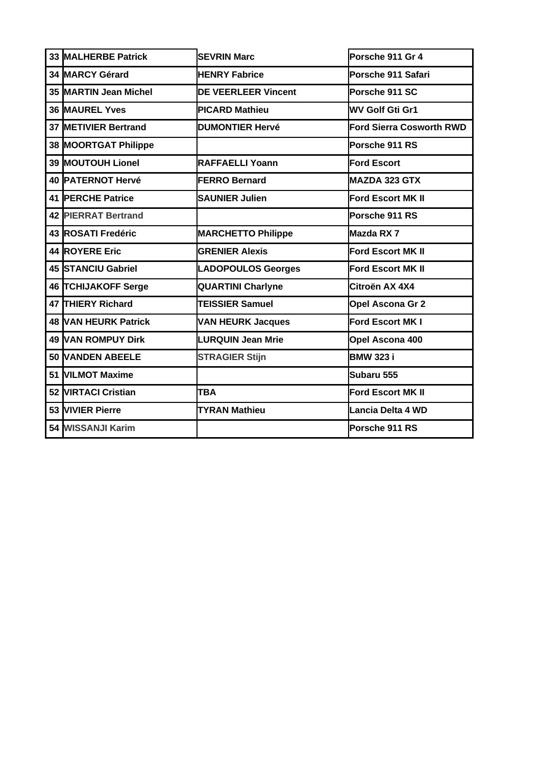| | | | |
|---|---|---|---|
| 33 | MALHERBE Patrick | SEVRIN Marc | Porsche 911 Gr 4 |
| 34 | MARCY Gérard | HENRY Fabrice | Porsche 911 Safari |
| 35 | MARTIN Jean Michel | DE VEERLEER Vincent | Porsche 911 SC |
| 36 | MAUREL Yves | PICARD Mathieu | WV Golf Gti Gr1 |
| 37 | METIVIER Bertrand | DUMONTIER Hervé | Ford Sierra Cosworth RWD |
| 38 | MOORTGAT Philippe | | Porsche 911 RS |
| 39 | MOUTOUH Lionel | RAFFAELLI Yoann | Ford Escort |
| 40 | PATERNOT Hervé | FERRO Bernard | MAZDA 323 GTX |
| 41 | PERCHE Patrice | SAUNIER Julien | Ford Escort MK II |
| 42 | PIERRAT Bertrand | | Porsche 911 RS |
| 43 | ROSATI Fredéric | MARCHETTO Philippe | Mazda RX 7 |
| 44 | ROYERE Eric | GRENIER Alexis | Ford Escort MK II |
| 45 | STANCIU Gabriel | LADOPOULOS Georges | Ford Escort MK II |
| 46 | TCHIJAKOFF Serge | QUARTINI Charlyne | Citroën AX 4X4 |
| 47 | THIERY Richard | TEISSIER Samuel | Opel Ascona Gr 2 |
| 48 | VAN HEURK Patrick | VAN HEURK Jacques | Ford Escort MK I |
| 49 | VAN ROMPUY Dirk | LURQUIN Jean Mrie | Opel Ascona 400 |
| 50 | VANDEN ABEELE | STRAGIER Stijn | BMW 323 i |
| 51 | VILMOT Maxime | | Subaru 555 |
| 52 | VIRTACI Cristian | TBA | Ford Escort MK II |
| 53 | VIVIER Pierre | TYRAN Mathieu | Lancia Delta 4 WD |
| 54 | WISSANJI Karim | | Porsche 911 RS |